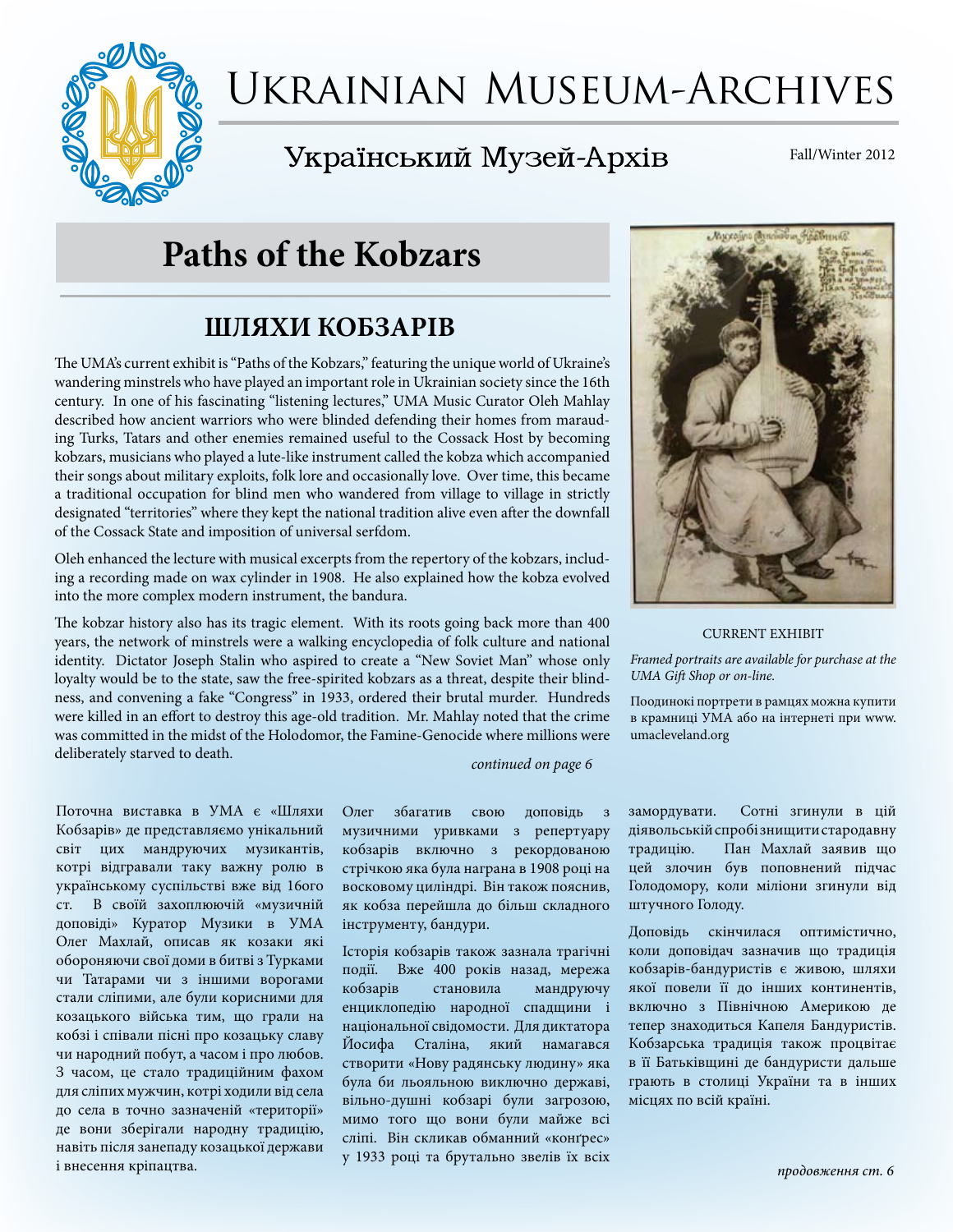# Ukrainian Museum-Archives

## Український Музей-Архів

Fall/Winter 2012

# Paths of the Kobzars

## ШЛЯХИ КОБЗАРІВ

The UMA's current exhibit is "Paths of the Kobzars," featuring the unique world of Ukraine's wandering minstrels who have played an important role in Ukrainian society since the 16th century. In one of his fascinating "listening lectures," UMA Music Curator Oleh Mahlay described how ancient warriors who were blinded defending their homes from marauding Turks, Tatars and other enemies remained useful to the Cossack Host by becoming kobzars, musicians who played a lute-like instrument called the kobza which accompanied their songs about military exploits, folk lore and occasionally love. Over time, this became a traditional occupation for blind men who wandered from village to village in strictly designated "territories" where they kept the national tradition alive even after the downfall of the Cossack State and imposition of universal serfdom.

Oleh enhanced the lecture with musical excerpts from the repertory of the kobzars, including a recording made on wax cylinder in 1908. He also explained how the kobza evolved into the more complex modern instrument, the bandura.

The kobzar history also has its tragic element. With its roots going back more than 400 years, the network of minstrels were a walking encyclopedia of folk culture and national identity. Dictator Joseph Stalin who aspired to create a "New Soviet Man" whose only loyalty would be to the state, saw the free-spirited kobzars as a threat, despite their blindness, and convening a fake "Congress" in 1933, ordered their brutal murder. Hundreds were killed in an effort to destroy this age-old tradition. Mr. Mahlay noted that the crime was committed in the midst of the Holodomor, the Famine-Genocide where millions were deliberately starved to death.

*continued on page 6*

CURRENT EXHIBIT

*Framed portraits are available for purchase at the UMA Gift Shop or on-line.*

Поодинокі портрети в рамцях можна купити в крамниці УМА або на інтернеті при www.umacleveland.org

Поточна виставка в УМА є «Шляхи Кобзарів» де представляємо унікальний світ цих мандруючих музикантів, котрі відгравали таку важну ролю в українському суспільстві вже від 16ого ст. В своїй захоплюючій «музичній доповіді» Куратор Музики в УМА Олег Махлай, описав як козаки які обороняючи свої доми в битві з Турками чи Татарами чи з іншими ворогами стали сліпими, але були корисними для козацького війська тим, що грали на кобзі і співали пісні про козацьку славу чи народний побут, а часом і про любов. З часом, це стало традиційним фахом для сліпих мужчин, котрі ходили від села до села в точно зазначеній «території» де вони зберігали народну традицію, навіть після занепаду козацької держави і внесення кріпацтва.

Олег збагатив свою доповідь з музичними уривками з репертуару кобзарів включно з рекордованою стрічкою яка була награна в 1908 році на восковому циліндрі. Він також пояснив, як кобза перейшла до більш складного інструменту, бандури.

Історія кобзарів також зазнала трагічні події. Вже 400 років назад, мережа кобзарів становила мандруючу енциклопедію народної спадщини і національної свідомости. Для диктатора Йосифа Сталіна, який намагався створити «Нову радянську людину» яка була би льояльною виключно державі, вільно-душні кобзарі були загрозою, мимо того що вони були майже всі сліпі. Він скликав обманний «конґрес» у 1933 році та брутально звелів їх всіх замордувати. Сотні згинули в цій діявольській спробі знищити стародавну традицію. Пан Махлай заявив що цей злочин був поповнений підчас Голодомору, коли міліони згинули від штучного Голоду.

Доповідь скінчилася оптимістично, коли доповідач зазначив що традиція кобзарів-бандуристів є живою, шляхи якої повели її до інших континентів, включно з Північною Америкою де тепер знаходиться Капеля Бандуристів. Кобзарська традиція також процвітає в її Батьківщині де бандуристи дальше грають в столиці України та в інших місцях по всій країні.

*продовження ст. 6*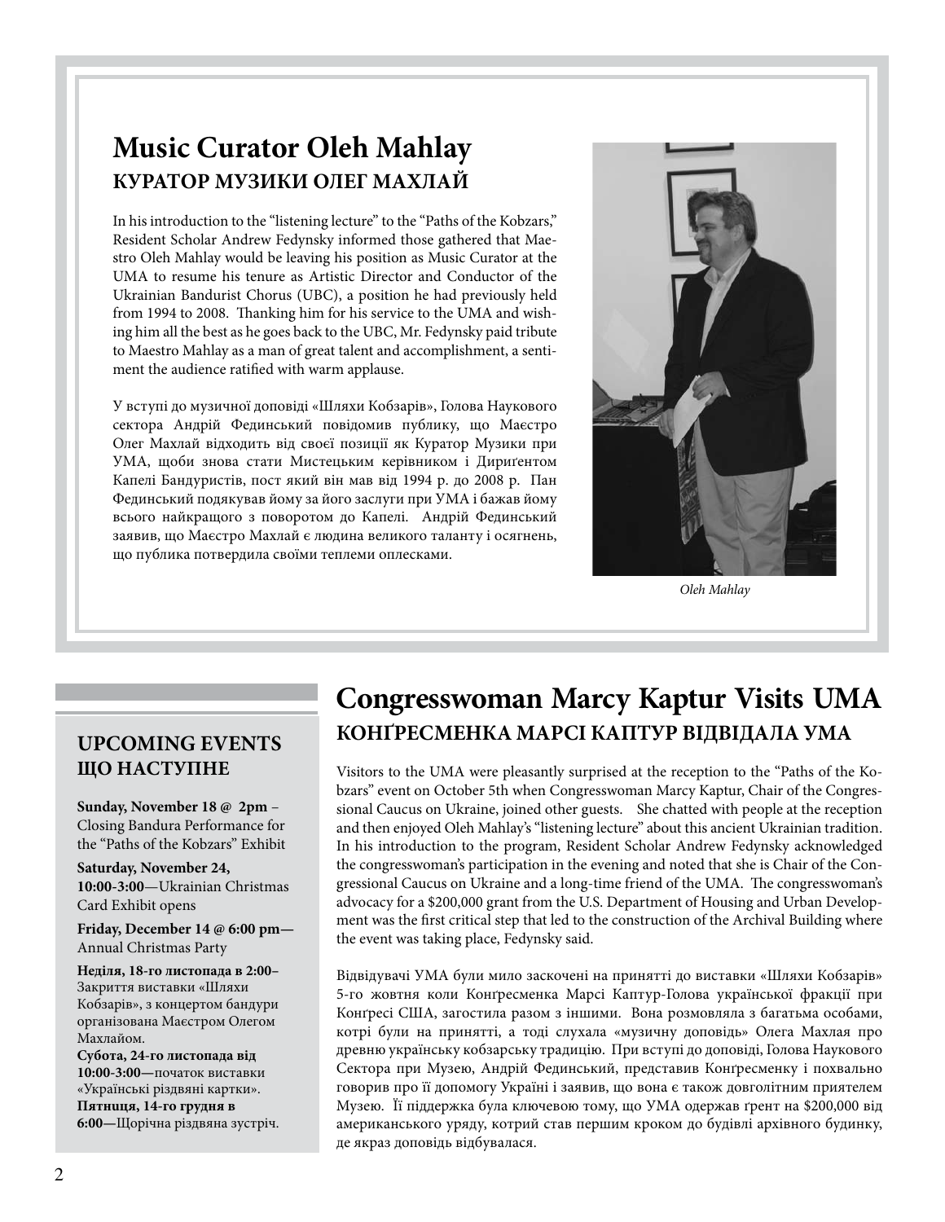## Music Curator Oleh Mahlay
### КУРАТОР МУЗИКИ ОЛЕГ МАХЛАЙ

In his introduction to the "listening lecture" to the "Paths of the Kobzars," Resident Scholar Andrew Fedynsky informed those gathered that Maestro Oleh Mahlay would be leaving his position as Music Curator at the UMA to resume his tenure as Artistic Director and Conductor of the Ukrainian Bandurist Chorus (UBC), a position he had previously held from 1994 to 2008. Thanking him for his service to the UMA and wishing him all the best as he goes back to the UBC, Mr. Fedynsky paid tribute to Maestro Mahlay as a man of great talent and accomplishment, a sentiment the audience ratified with warm applause.

У вступі до музичної доповіді «Шляхи Кобзарів», Голова Наукового сектора Андрій Фединський повідомив публику, що Маєстро Олег Махлай відходить від своєї позиції як Куратор Музики при УМА, щоби знова стати Мистецьким керівником і Дириґентом Капелі Бандуристів, пост який він мав від 1994 р. до 2008 р. Пан Фединський подякував йому за його заслуги при УМА і бажав йому всього найкращого з поворотом до Капелі. Андрій Фединський заявив, що Маєстро Махлай є людина великого таланту і осягнень, що публика потвердила своїми теплеми оплесками.

*Oleh Mahlay*

## Congresswoman Marcy Kaptur Visits UMA
### КОНҐРЕСМЕНКА МАРСІ КАПТУР ВІДВІДАЛА УМА

Visitors to the UMA were pleasantly surprised at the reception to the "Paths of the Kobzars" event on October 5th when Congresswoman Marcy Kaptur, Chair of the Congressional Caucus on Ukraine, joined other guests. She chatted with people at the reception and then enjoyed Oleh Mahlay's "listening lecture" about this ancient Ukrainian tradition. In his introduction to the program, Resident Scholar Andrew Fedynsky acknowledged the congresswoman's participation in the evening and noted that she is Chair of the Congressional Caucus on Ukraine and a long-time friend of the UMA. The congresswoman's advocacy for a $200,000 grant from the U.S. Department of Housing and Urban Development was the first critical step that led to the construction of the Archival Building where the event was taking place, Fedynsky said.

Відвідувачі УМА були мило заскочені на принятті до виставки «Шляхи Кобзарів» 5-го жовтня коли Конґресменка Марсі Каптур-Голова української фракції при Конґресі США, загостила разом з іншими. Вона розмовляла з багатьма особами, котрі були на принятті, а тоді слухала «музичну доповідь» Олега Махлая про древню українську кобзарську традицію. При вступі до доповіді, Голова Наукового Сектора при Музею, Андрій Фединський, представив Конґресменку і похвально говорив про її допомогу Україні і заявив, що вона є також довголітним приятелем Музею. Її піддержка була ключевою тому, що УМА одержав ґрент на $200,000 від американського уряду, котрий став першим кроком до будівлі архівного будинку, де якраз доповідь відбувалася.

### UPCOMING EVENTS
### ЩО НАСТУПНЕ

**Sunday, November 18 @ 2pm** – Closing Bandura Performance for the "Paths of the Kobzars" Exhibit

**Saturday, November 24, 10:00-3:00**—Ukrainian Christmas Card Exhibit opens

**Friday, December 14 @ 6:00 pm—** Annual Christmas Party

**Неділя, 18-го листопада в 2:00–** Закриття виставки «Шляхи Кобзарів», з концертом бандури організована Маєстром Олегом Махлайом.

**Субота, 24-го листопада від 10:00-3:00—**початок виставки «Українські різдвяні картки».

**Пятниця, 14-го грудня в 6:00—**Щорічна різдвяна зустріч.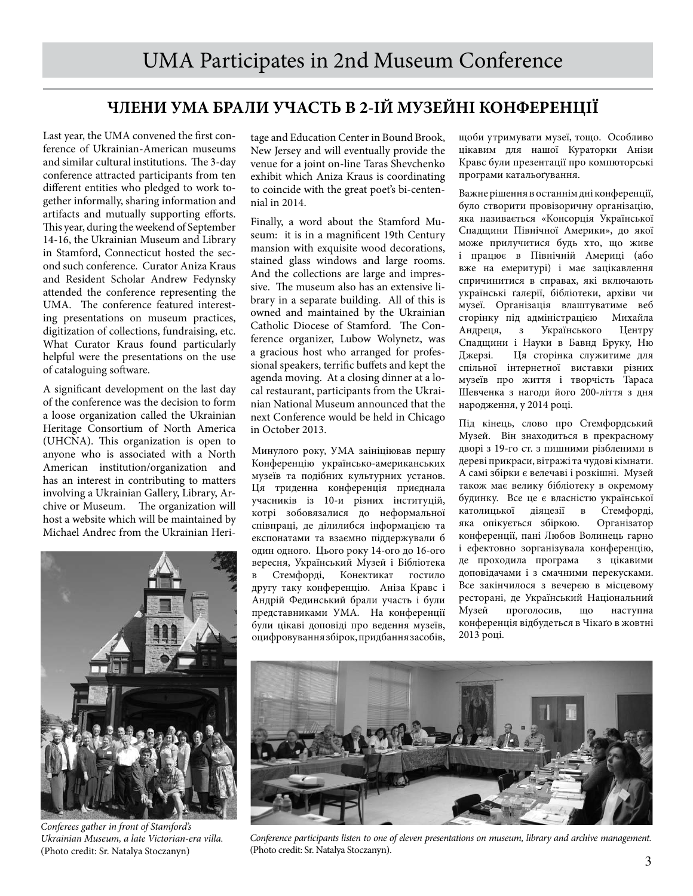# UMA Participates in 2nd Museum Conference

## ЧЛЕНИ УМА БРАЛИ УЧАСТЬ В 2-ІЙ МУЗЕЙНІ КОНФЕРЕНЦІЇ

Last year, the UMA convened the first conference of Ukrainian-American museums and similar cultural institutions. The 3-day conference attracted participants from ten different entities who pledged to work together informally, sharing information and artifacts and mutually supporting efforts. This year, during the weekend of September 14-16, the Ukrainian Museum and Library in Stamford, Connecticut hosted the second such conference. Curator Aniza Kraus and Resident Scholar Andrew Fedynsky attended the conference representing the UMA. The conference featured interesting presentations on museum practices, digitization of collections, fundraising, etc. What Curator Kraus found particularly helpful were the presentations on the use of cataloguing software.

A significant development on the last day of the conference was the decision to form a loose organization called the Ukrainian Heritage Consortium of North America (UHCNA). This organization is open to anyone who is associated with a North American institution/organization and has an interest in contributing to matters involving a Ukrainian Gallery, Library, Archive or Museum. The organization will host a website which will be maintained by Michael Andrec from the Ukrainian Heritage and Education Center in Bound Brook, New Jersey and will eventually provide the venue for a joint on-line Taras Shevchenko exhibit which Aniza Kraus is coordinating to coincide with the great poet's bi-centennial in 2014.

Finally, a word about the Stamford Museum: it is in a magnificent 19th Century mansion with exquisite wood decorations, stained glass windows and large rooms. And the collections are large and impressive. The museum also has an extensive library in a separate building. All of this is owned and maintained by the Ukrainian Catholic Diocese of Stamford. The Conference organizer, Lubow Wolynetz, was a gracious host who arranged for professional speakers, terrific buffets and kept the agenda moving. At a closing dinner at a local restaurant, participants from the Ukrainian National Museum announced that the next Conference would be held in Chicago in October 2013.

Минулого року, УМА заініціював першу Конференцію українсько-американських музеїв та подібних культурних установ. Ця триденна конференція приєднала учасників із 10-и різних інституцій, котрі зобовязалися до неформальної співпраці, де ділилибся інформацією та експонатами та взаємно піддержували б один одного. Цього року 14-ого до 16-ого вересня, Український Музей і Бібліотека в Стемфорді, Конектикат гостило другу таку конференцію. Аніза Кравс і Андрій Фединський брали участь і були представниками УМА. На конференції були цікаві доповіді про ведення музеїв, оцифровування збірок, придбання засобів, щоби утримувати музеї, тощо. Особливо цікавим для нашої Кураторки Анізи Кравс були презентації про компюторські програми катальогування.

Важне рішення в останнім дні конференції, було створити провізоричну організацію, яка називається «Консорція Української Спадщини Північної Америки», до якої може прилучитися будь хто, що живе і працює в Північній Америці (або вже на емеритурі) і має зацікавлення спричинитися в справах, які включають українські ґалєрії, бібліотеки, архіви чи музеї. Організація влаштуватиме веб сторінку під адміністрацією Михайла Андреця, з Українського Центру Спадщини і Науки в Бавнд Бруку, Ню Джерзі. Ця сторінка служитиме для спільної інтернетної виставки різних музеїв про життя і творчість Тараса Шевченка з нагоди його 200-ліття з дня народження, у 2014 році.

Під кінець, слово про Стемфордський Музей. Він знаходиться в прекрасному дворі з 19-го ст. з пишними різбленими в дереві прикраси, вітражі та чудові кімнати. А самі збірки є велечаві і розкішні. Музей також має велику бібліотеку в окремому будинку. Все це є власністю української католицької діяцезії в Стемфорді, яка опікується збіркою. Організатор конференції, пані Любов Волинець гарно і ефективно зорганізувала конференцію, де проходила програма з цікавими доповідачами і з смачними перекусками. Все закінчилося з вечерею в місцевому ресторані, де Український Національний Музей проголосив, що наступна конференція відбудеться в Чікаґо в жовтні 2013 році.

*Conferees gather in front of Stamford's Ukrainian Museum, a late Victorian-era villa.* (Photo credit: Sr. Natalya Stoczanyn)

*Conference participants listen to one of eleven presentations on museum, library and archive management.* (Photo credit: Sr. Natalya Stoczanyn).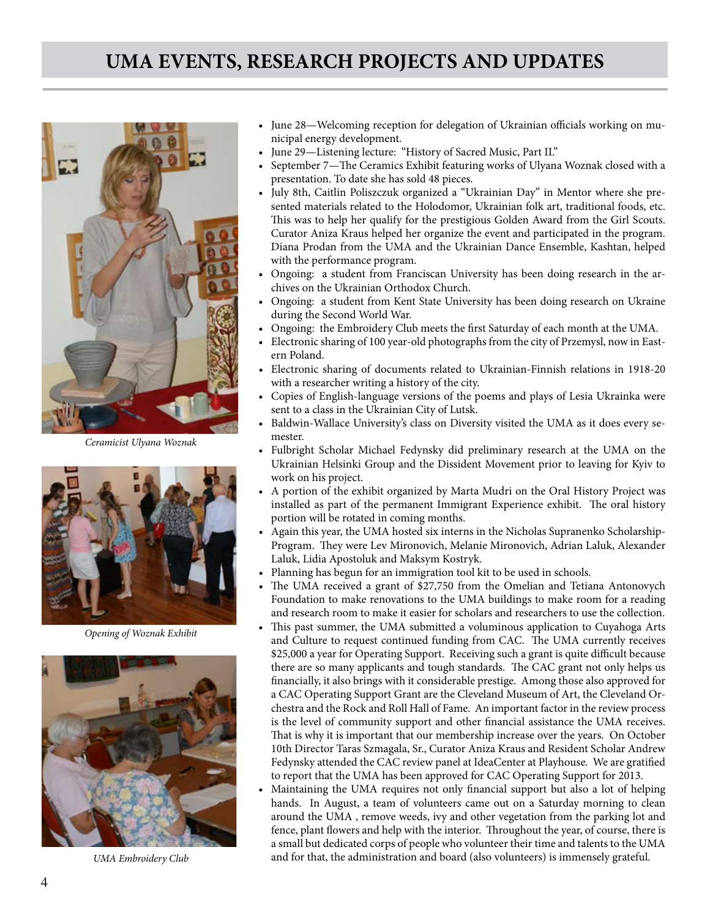# UMA EVENTS, RESEARCH PROJECTS AND UPDATES

*Ceramicist Ulyana Woznak*

*Opening of Woznak Exhibit*

*UMA Embroidery Club*

- June 28—Welcoming reception for delegation of Ukrainian officials working on municipal energy development.
- June 29—Listening lecture: "History of Sacred Music, Part II."
- September 7—The Ceramics Exhibit featuring works of Ulyana Woznak closed with a presentation. To date she has sold 48 pieces.
- July 8th, Caitlin Poliszczuk organized a "Ukrainian Day" in Mentor where she presented materials related to the Holodomor, Ukrainian folk art, traditional foods, etc. This was to help her qualify for the prestigious Golden Award from the Girl Scouts. Curator Aniza Kraus helped her organize the event and participated in the program. Diana Prodan from the UMA and the Ukrainian Dance Ensemble, Kashtan, helped with the performance program.
- Ongoing: a student from Franciscan University has been doing research in the archives on the Ukrainian Orthodox Church.
- Ongoing: a student from Kent State University has been doing research on Ukraine during the Second World War.
- Ongoing: the Embroidery Club meets the first Saturday of each month at the UMA.
- Electronic sharing of 100 year-old photographs from the city of Przemysl, now in Eastern Poland.
- Electronic sharing of documents related to Ukrainian-Finnish relations in 1918-20 with a researcher writing a history of the city.
- Copies of English-language versions of the poems and plays of Lesia Ukrainka were sent to a class in the Ukrainian City of Lutsk.
- Baldwin-Wallace University's class on Diversity visited the UMA as it does every semester.
- Fulbright Scholar Michael Fedynsky did preliminary research at the UMA on the Ukrainian Helsinki Group and the Dissident Movement prior to leaving for Kyiv to work on his project.
- A portion of the exhibit organized by Marta Mudri on the Oral History Project was installed as part of the permanent Immigrant Experience exhibit. The oral history portion will be rotated in coming months.
- Again this year, the UMA hosted six interns in the Nicholas Supranenko Scholarship-Program. They were Lev Mironovich, Melanie Mironovich, Adrian Laluk, Alexander Laluk, Lidia Apostoluk and Maksym Kostryk.
- Planning has begun for an immigration tool kit to be used in schools.
- The UMA received a grant of $27,750 from the Omelian and Tetiana Antonovych Foundation to make renovations to the UMA buildings to make room for a reading and research room to make it easier for scholars and researchers to use the collection.
- This past summer, the UMA submitted a voluminous application to Cuyahoga Arts and Culture to request continued funding from CAC. The UMA currently receives $25,000 a year for Operating Support. Receiving such a grant is quite difficult because there are so many applicants and tough standards. The CAC grant not only helps us financially, it also brings with it considerable prestige. Among those also approved for a CAC Operating Support Grant are the Cleveland Museum of Art, the Cleveland Orchestra and the Rock and Roll Hall of Fame. An important factor in the review process is the level of community support and other financial assistance the UMA receives. That is why it is important that our membership increase over the years. On October 10th Director Taras Szmagala, Sr., Curator Aniza Kraus and Resident Scholar Andrew Fedynsky attended the CAC review panel at IdeaCenter at Playhouse. We are gratified to report that the UMA has been approved for CAC Operating Support for 2013.
- Maintaining the UMA requires not only financial support but also a lot of helping hands. In August, a team of volunteers came out on a Saturday morning to clean around the UMA , remove weeds, ivy and other vegetation from the parking lot and fence, plant flowers and help with the interior. Throughout the year, of course, there is a small but dedicated corps of people who volunteer their time and talents to the UMA and for that, the administration and board (also volunteers) is immensely grateful.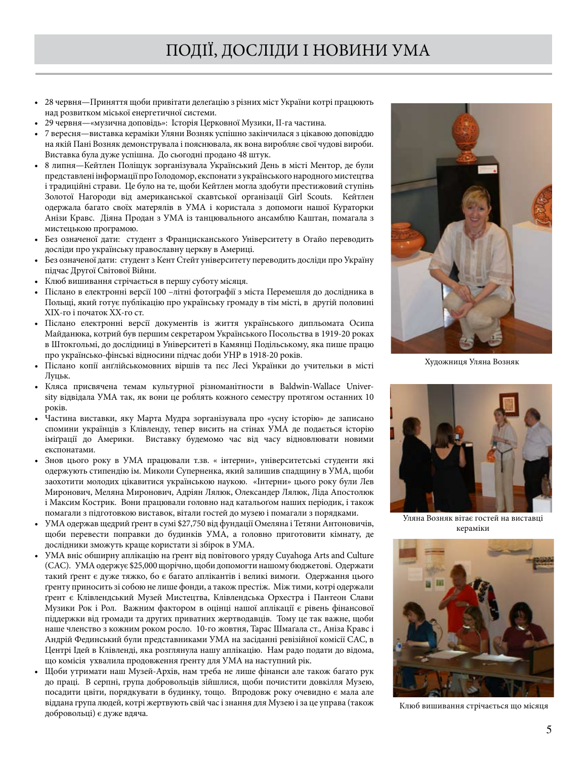# ПОДІЇ, ДОСЛІДИ І НОВИНИ УМА

- 28 червня—Приняття щоби привітати делеґацію з різних міст України котрі працюють над розвитком міської енергетичної системи.
- 29 червня—«музична доповідь»: Історія Церковної Музики, II-га частина.
- 7 вересня—виставка кераміки Уляни Возняк успішно закінчилася з цікавою доповіддю на якій Пані Возняк демонструвала і пояснювала, як вона виробляє свої чудові вироби. Виставка була дуже успішна. До сьогодні продано 48 штук.
- 8 липня—Кейтлен Поліщук зорганізувала Український День в місті Ментор, де були представлені інформації про Голодомор, експонати з українського народного мистецтва і традиційні страви. Це було на те, щоби Кейтлен могла здобути престижовий ступінь Золотої Нагороди від американської скавтської організації Girl Scouts. Кейтлен одержала багато своїх матеpялів в УМА і користала з допомоги нашої Кураторки Анізи Кравс. Діяна Продан з УМА із танцювального ансамблю Каштан, помагала з мистецькою програмою.
- Без означеної дати: студент з Францисканського Університету в Огайо переводить досліди про українську православну церкву в Америці.
- Без означеної дати: студент з Кент Стейт університету переводить досліди про Україну підчас Другої Світової Війни.
- Клюб вишивання стрічається в першу суботу місяця.
- Післано в електронні версії 100 –літні фотографії з міста Перемешля до дослідника в Польщі, який готує публікацію про українську громаду в тім місті, в другій половині XIX-го і початок XX-го ст.
- Післано електронні версії документів із життя українського дипльомата Осипа Майданюка, котрий був першим секретаром Українського Посольства в 1919-20 роках в Штокгольмі, до дослідниці в Університеті в Камянці Подільському, яка пише працю про українсько-фінські відносини підчас доби УНР в 1918-20 років.
- Післано копії англійськомовних віршів та пєс Лесі Українки до учительки в місті Луцьк.
- Кляса присвячена темам культурної різноманітности в Baldwin-Wallace University відвідала УМА так, як вони це роблять кожного семестру протягом останних 10 років.
- Частина виставки, яку Марта Мудра зорганізувала про «усну історію» де записано спомини українців з Клівленду, тепер висить на стінах УМА де подається історію іміґрації до Америки. Виставку будемомо час від часу відновлювати новими експонатами.
- Знов цього року в УМА працювали т.зв. « інтерни», університетські студенти які одержують стипендію ім. Миколи Суперненка, який залишив спадщину в УМА, щоби заохотити молодих цікавитися українською наукою. «Інтерни» цього року були Лев Миронович, Меляна Миронович, Адріян Лялюк, Олександер Лялюк, Ліда Апостолюк і Максим Кострик. Вони працювали головно над катальоґом наших періодик, і також помагали з підготовкою виставок, вітали гостей до музею і помагали з порядками.
- УМА одержав щедрий ґрент в сумі $27,750 від фундації Омеляна і Тетяни Антоновичів, щоби перевести поправки до будинків УМА, а головно приготовити кімнату, де дослідники зможуть краще користати зі збірок в УМА.
- УМА вніс обширну аплікацію на ґрент від повітового уряду Cuyahoga Arts and Culture (CAC). УМА одержує $25,000 щорічно, щоби допомогти нашому бюджетові. Одержати такий ґрент є дуже тяжко, бо є багато аплікантів і великі вимоги. Одержання цього ґренту приносить зі собою не лише фонди, а також престіж. Між тими, котрі одержали ґрент є Клівлендський Музей Мистецтва, Клівлендська Орхестра і Пантеон Слави Музики Рок і Рол. Важним фактором в оцінці нашої аплікації є рівень фінансової піддержки від громади та других приватних жертводавців. Тому це так важне, щоби наше членство з кожним роком росло. 10-го жовтня, Тарас Шмаґала ст., Аніза Кравс і Андрій Фединський були представниками УМА на засіданні ревізійної комісії CAC, в Центрі Ідей в Клівленді, яка розглянула нашу аплікацію. Нам радо подати до відома, що комісія ухвалила продовження ґренту для УМА на наступний рік.
- Щоби утримати наш Музей-Архів, нам треба не лише фінанси але також багато рук до праці. В серпні, група добровольців зійшлися, щоби почистити довкілля Музею, посадити цвіти, порядкувати в будинку, тощо. Впродовж року очевидно є мала але віддана група людей, котрі жертвують свій час і знання для Музею і за це управа (також добровольці) є дуже вдяча.

Художниця Уляна Возняк

Уляна Возняк вітає гостей на виставці кераміки

Клюб вишивання стрічається що місяця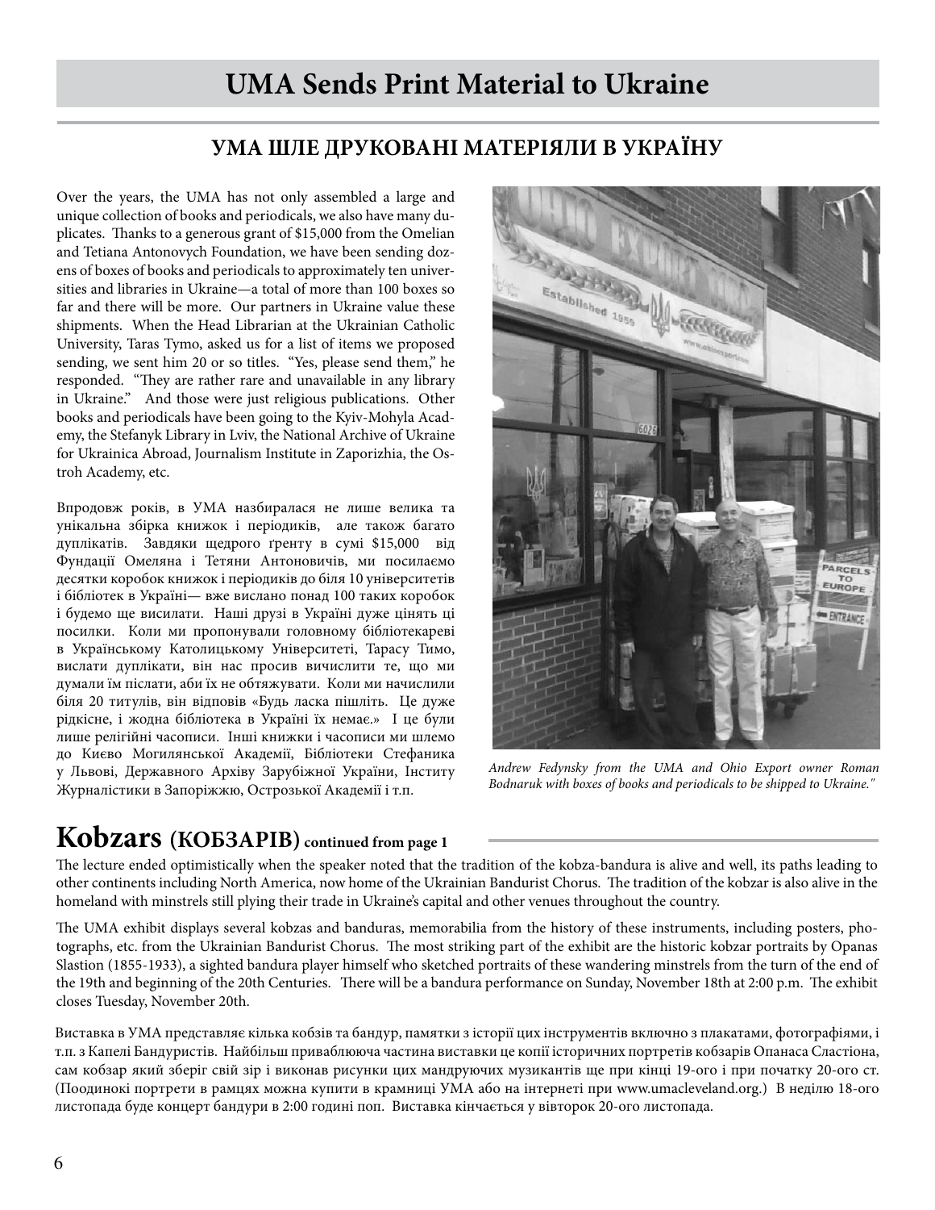# UMA Sends Print Material to Ukraine

## УМА ШЛЕ ДРУКОВАНІ МАТЕРІЯЛИ В УКРАЇНУ

Over the years, the UMA has not only assembled a large and unique collection of books and periodicals, we also have many duplicates. Thanks to a generous grant of $15,000 from the Omelian and Tetiana Antonovych Foundation, we have been sending dozens of boxes of books and periodicals to approximately ten universities and libraries in Ukraine—a total of more than 100 boxes so far and there will be more. Our partners in Ukraine value these shipments. When the Head Librarian at the Ukrainian Catholic University, Taras Tymo, asked us for a list of items we proposed sending, we sent him 20 or so titles. "Yes, please send them," he responded. "They are rather rare and unavailable in any library in Ukraine." And those were just religious publications. Other books and periodicals have been going to the Kyiv-Mohyla Academy, the Stefanyk Library in Lviv, the National Archive of Ukraine for Ukrainica Abroad, Journalism Institute in Zaporizhia, the Ostroh Academy, etc.

Впродовж років, в УМА назбиралася не лише велика та унікальна збірка книжок і періодиків, але також багато дуплікатів. Завдяки щедрого ґренту в сумі $15,000 від Фундації Омеляна і Тетяни Антоновичів, ми посилаємо десятки коробок книжок і періодиків до біля 10 університетів і бібліотек в Україні— вже вислано понад 100 таких коробок і будемо ще висилати. Наші друзі в Україні дуже цінять ці посилки. Коли ми пропонували головному бібліотекареві в Українському Католицькому Університеті, Тарасу Тимо, вислати дуплікати, він нас просив вичислити те, що ми думали їм післати, аби їх не обтяжувати. Коли ми начислили біля 20 титулів, він відповів «Будь ласка пішліть. Це дуже рідкісне, і жодна бібліотека в Україні їх немає.» І це були лише релігійні часописи. Інші книжки і часописи ми шлемо до Києво Могилянської Академії, Бібліотеки Стефаника у Львові, Державного Архіву Зарубіжної України, Інституту Журналістики в Запоріжжю, Острозької Академії і т.п.

*Andrew Fedynsky from the UMA and Ohio Export owner Roman Bodnaruk with boxes of books and periodicals to be shipped to Ukraine."*

# Kobzars (КОБЗАРІВ) continued from page 1

The lecture ended optimistically when the speaker noted that the tradition of the kobza-bandura is alive and well, its paths leading to other continents including North America, now home of the Ukrainian Bandurist Chorus. The tradition of the kobzar is also alive in the homeland with minstrels still plying their trade in Ukraine's capital and other venues throughout the country.

The UMA exhibit displays several kobzas and banduras, memorabilia from the history of these instruments, including posters, photographs, etc. from the Ukrainian Bandurist Chorus. The most striking part of the exhibit are the historic kobzar portraits by Opanas Slastion (1855-1933), a sighted bandura player himself who sketched portraits of these wandering minstrels from the turn of the end of the 19th and beginning of the 20th Centuries. There will be a bandura performance on Sunday, November 18th at 2:00 p.m. The exhibit closes Tuesday, November 20th.

Виставка в УМА представляє кілька кобзів та бандур, памятки з історії цих інструментів включно з плакатами, фотографіями, і т.п. з Капелі Бандуристів. Найбільш приваблююча частина виставки це копії історичних портретів кобзарів Опанаса Сластіона, сам кобзар який зберіг свій зір і виконав рисунки цих мандруючих музикантів ще при кінці 19-ого і при початку 20-ого ст. (Поодинокі портрети в рамцях можна купити в крамниці УМА або на інтернеті при www.umacleveland.org.) В неділю 18-ого листопада буде концерт бандури в 2:00 годині поп. Виставка кінчається у вівторок 20-ого листопада.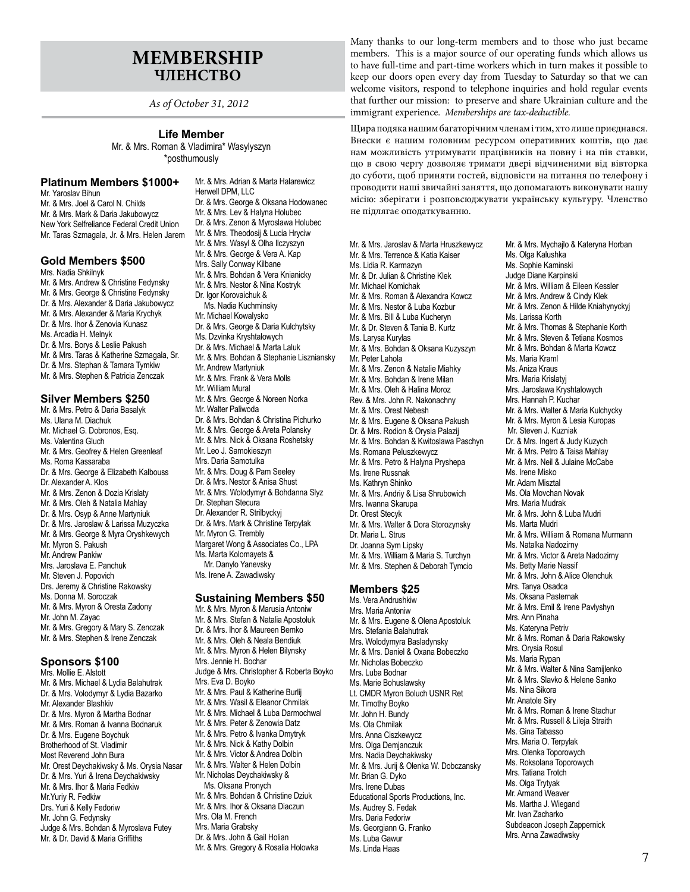# MEMBERSHIP
# ЧЛЕНСТВО

*As of October 31, 2012*

Many thanks to our long-term members and to those who just became members. This is a major source of our operating funds which allows us to have full-time and part-time workers which in turn makes it possible to keep our doors open every day from Tuesday to Saturday so that we can welcome visitors, respond to telephone inquiries and hold regular events that further our mission: to preserve and share Ukrainian culture and the immigrant experience. *Memberships are tax-deductible.*

Щира подяка нашим багаторічним членам і тим, хто лише приєднався. Внески є нашим головним ресурсом оперативних коштів, що дає нам можливість утримувати працівників на повну і на пів ставки, що в свою чергу дозволяє тримати двері відчиненими від вівторка до суботи, щоб прийняти гостей, відповісти на питання по телефону і проводити наші звичайні заняття, що допомагають виконувати нашу місію: зберігати і розповсюджувати українську культуру. Членство не підлягає оподаткуванню.

### Life Member

Mr. & Mrs. Roman & Vladimira* Wasylyszyn
*posthumously

### Platinum Members $1000+

Mr. Yaroslav Bihun
Mr. & Mrs. Joel & Carol N. Childs
Mr. & Mrs. Mark & Daria Jakubowycz
New York Selfreliance Federal Credit Union
Mr. Taras Szmagala, Jr. & Mrs. Helen Jarem

### Gold Members $500

Mrs. Nadia Shkilnyk
Mr. & Mrs. Andrew & Christine Fedynsky
Mr. & Mrs. George & Christine Fedynsky
Dr. & Mrs. Alexander & Daria Jakubowycz
Mr. & Mrs. Alexander & Maria Krychyk
Dr. & Mrs. Ihor & Zenovia Kunasz
Ms. Arcadia H. Melnyk
Dr. & Mrs. Borys & Leslie Pakush
Mr. & Mrs. Taras & Katherine Szmagala, Sr.
Dr. & Mrs. Stephan & Tamara Tymkiw
Mr. & Mrs. Stephen & Patricia Zenczak

### Silver Members $250

Mr. & Mrs. Petro & Daria Basalyk
Ms. Ulana M. Diachuk
Mr. Michael G. Dobronos, Esq.
Ms. Valentina Gluch
Mr. & Mrs. Geofrey & Helen Greenleaf
Ms. Roma Kassaraba
Dr. & Mrs. George & Elizabeth Kalbouss
Dr. Alexander A. Klos
Mr. & Mrs. Zenon & Dozia Krislaty
Mr. & Mrs. Oleh & Natalia Mahlay
Dr. & Mrs. Osyp & Anne Martyniuk
Dr. & Mrs. Jaroslaw & Larissa Muzyczka
Mr. & Mrs. George & Myra Oryshkewych
Mr. Myron S. Pakush
Mr. Andrew Pankiw
Mrs. Jaroslava E. Panchuk
Mr. Steven J. Popovich
Drs. Jeremy & Christine Rakowsky
Ms. Donna M. Soroczak
Mr. & Mrs. Myron & Oresta Zadony
Mr. John M. Zayac
Mr. & Mrs. Gregory & Mary S. Zenczak
Mr. & Mrs. Stephen & Irene Zenczak

### Sponsors $100

Mrs. Mollie E. Alstott
Mr. & Mrs. Michael & Lydia Balahutrak
Dr. & Mrs. Volodymyr & Lydia Bazarko
Mr. Alexander Blashkiv
Dr. & Mrs. Myron & Martha Bodnar
Mr. & Mrs. Roman & Ivanna Bodnaruk
Dr. & Mrs. Eugene Boychuk
Brotherhood of St. Vladimir
Most Reverend John Bura
Mr. Orest Deychakiwsky & Ms. Orysia Nasar
Dr. & Mrs. Yuri & Irena Deychakiwsky
Mr. & Mrs. Ihor & Maria Fedkiw
Mr.Yuriy R. Fedkiw
Drs. Yuri & Kelly Fedoriw
Mr. John G. Fedynsky
Judge & Mrs. Bohdan & Myroslava Futey
Mr. & Dr. David & Maria Griffiths
Mr. & Mrs. Adrian & Marta Halarewicz
Herwell DPM, LLC
Dr. & Mrs. George & Oksana Hodowanec
Mr. & Mrs. Lev & Halyna Holubec
Dr. & Mrs. Zenon & Myroslawa Holubec
Mr. & Mrs. Theodosij & Lucia Hryciw
Mr. & Mrs. Wasyl & Olha Ilczyszyn
Mr. & Mrs. George & Vera A. Kap
Mrs. Sally Conway Kilbane
Mr. & Mrs. Bohdan & Vera Knianicky
Mr. & Mrs. Nestor & Nina Kostryk
Dr. Igor Korovaichuk &
Ms. Nadia Kuchminsky
Mr. Michael Kowalysko
Dr. & Mrs. George & Daria Kulchytsky
Ms. Dzvinka Kryshtalowych
Dr. & Mrs. Michael & Marta Laluk
Mr. & Mrs. Bohdan & Stephanie Liszniansky
Mr. Andrew Martyniuk
Mr. & Mrs. Frank & Vera Molls
Mr. William Mural
Mr. & Mrs. George & Noreen Norka
Mr. Walter Paliwoda
Dr. & Mrs. Bohdan & Christina Pichurko
Mr. & Mrs. George & Areta Polansky
Mr. & Mrs. Nick & Oksana Roshetsky
Mr. Leo J. Samokieszyn
Mrs. Daria Samotulka
Mr. & Mrs. Doug & Pam Seeley
Dr. & Mrs. Nestor & Anisa Shust
Mr. & Mrs. Wolodymyr & Bohdanna Slyz
Dr. Stephan Stecura
Dr. Alexander R. Strilbyckyj
Dr. & Mrs. Mark & Christine Terpylak
Mr. Myron G. Trembly
Margaret Wong & Associates Co., LPA
Ms. Marta Kolomayets &
Mr. Danylo Yanevsky
Ms. Irene A. Zawadiwsky

### Sustaining Members $50

Mr. & Mrs. Myron & Marusia Antoniw
Mr. & Mrs. Stefan & Natalia Apostoluk
Dr. & Mrs. Ihor & Maureen Bemko
Mr. & Mrs. Oleh & Neala Bendiuk
Mr. & Mrs. Myron & Helen Bilynsky
Mrs. Jennie H. Bochar
Judge & Mrs. Christopher & Roberta Boyko
Mrs. Eva D. Boyko
Mr. & Mrs. Paul & Katherine Burlij
Mr. & Mrs. Wasil & Eleanor Chmilak
Mr. & Mrs. Michael & Luba Darmochwal
Mr. & Mrs. Peter & Zenowia Datz
Mr. & Mrs. Petro & Ivanka Dmytryk
Mr. & Mrs. Nick & Kathy Dolbin
Mr. & Mrs. Victor & Andrea Dolbin
Mr. & Mrs. Walter & Helen Dolbin
Mr. Nicholas Deychakiwsky &
Ms. Oksana Pronych
Mr. & Mrs. Bohdan & Christine Dziuk
Mr. & Mrs. Ihor & Oksana Diaczun
Mrs. Ola M. French
Mrs. Maria Grabsky
Dr. & Mrs. John & Gail Holian
Mr. & Mrs. Gregory & Rosalia Holowka
Mr. & Mrs. Jaroslav & Marta Hruszkewycz
Mr. & Mrs. Terrence & Katia Kaiser
Ms. Lidia R. Karmazyn
Mr. & Dr. Julian & Christine Klek
Mr. Michael Komichak
Mr. & Mrs. Roman & Alexandra Kowcz
Mr. & Mrs. Nestor & Luba Kozbur
Mr. & Mrs. Bill & Luba Kucheryn
Mr. & Dr. Steven & Tania B. Kurtz
Ms. Larysa Kurylas
Mr. & Mrs. Bohdan & Oksana Kuzyszyn
Mr. Peter Lahola
Mr. & Mrs. Zenon & Natalie Miahky
Mr. & Mrs. Bohdan & Irene Milan
Mr. & Mrs. Oleh & Halina Moroz
Rev. & Mrs. John R. Nakonachny
Mr. & Mrs. Orest Nebesh
Mr. & Mrs. Eugene & Oksana Pakush
Dr. & Mrs. Rodion & Orysia Palazij
Mr. & Mrs. Bohdan & Kwitoslawa Paschyn
Ms. Romana Peluszkewycz
Mr. & Mrs. Petro & Halyna Pryshepa
Ms. Irene Russnak
Ms. Kathryn Shinko
Mr. & Mrs. Andriy & Lisa Shrubowich
Mrs. Iwanna Skarupa
Dr. Orest Stecyk
Mr. & Mrs. Walter & Dora Storozynsky
Dr. Maria L. Strus
Dr. Joanna Sym Lipsky
Mr. & Mrs. William & Maria S. Turchyn
Mr. & Mrs. Stephen & Deborah Tymcio

### Members $25

Ms. Vera Andrushkiw
Mrs. Maria Antoniw
Mr. & Mrs. Eugene & Olena Apostoluk
Mrs. Stefania Balahutrak
Mrs. Wolodymyra Basladynsky
Mr. & Mrs. Daniel & Oxana Bobeczko
Mr. Nicholas Bobeczko
Mrs. Luba Bodnar
Ms. Marie Bohuslawsky
Lt. CMDR Myron Boluch USNR Ret
Mr. Timothy Boyko
Mr. John H. Bundy
Ms. Ola Chmilak
Mrs. Anna Ciszkewycz
Mrs. Olga Demjanczuk
Mrs. Nadia Deychakiwsky
Mr. & Mrs. Jurij & Olenka W. Dobczansky
Mr. Brian G. Dyko
Mrs. Irene Dubas
Educational Sports Productions, Inc.
Ms. Audrey S. Fedak
Mrs. Daria Fedoriw
Ms. Georgiann G. Franko
Ms. Luba Gawur
Ms. Linda Haas
Mr. & Mrs. Mychajlo & Kateryna Horban
Ms. Olga Kalushka
Ms. Sophie Kaminski
Judge Diane Karpinski
Mr. & Mrs. William & Eileen Kessler
Mr. & Mrs. Andrew & Cindy Klek
Mr. & Mrs. Zenon & Hilde Kniahynyckyj
Ms. Larissa Korth
Mr. & Mrs. Thomas & Stephanie Korth
Mr. & Mrs. Steven & Tetiana Kosmos
Mr. & Mrs. Bohdan & Marta Kowcz
Ms. Maria Kraml
Ms. Aniza Kraus
Mrs. Maria Krislatyj
Mrs. Jaroslawa Kryshtalowych
Mrs. Hannah P. Kuchar
Mr. & Mrs. Walter & Maria Kulchycky
Mr. & Mrs. Myron & Lesia Kuropas
Mr. Steven J. Kuzniak
Dr. & Mrs. Ingert & Judy Kuzych
Mr. & Mrs. Petro & Taisa Mahlay
Mr. & Mrs. Neil & Julaine McCabe
Ms. Irene Misko
Mr. Adam Misztal
Ms. Ola Movchan Novak
Mrs. Maria Mudrak
Mr. & Mrs. John & Luba Mudri
Ms. Marta Mudri
Mr. & Mrs. William & Romana Murmann
Ms. Natalka Nadozirny
Mr. & Mrs. Victor & Areta Nadozirny
Ms. Betty Marie Nassif
Mr. & Mrs. John & Alice Olenchuk
Mrs. Tanya Osadca
Ms. Oksana Pasternak
Mr. & Mrs. Emil & Irene Pavlyshyn
Mrs. Ann Pinaha
Ms. Kateryna Petriv
Mr. & Mrs. Roman & Daria Rakowsky
Mrs. Orysia Rosul
Ms. Maria Rypan
Mr. & Mrs. Walter & Nina Samijlenko
Mr. & Mrs. Slavko & Helene Sanko
Ms. Nina Sikora
Mr. Anatole Siry
Mr. & Mrs. Roman & Irene Stachur
Mr. & Mrs. Russell & Lileja Straith
Ms. Gina Tabasso
Mrs. Maria O. Terpylak
Mrs. Olenka Toporowych
Ms. Roksolana Toporowych
Mrs. Tatiana Trotch
Ms. Olga Trytyak
Mr. Armand Weaver
Ms. Martha J. Wiegand
Mr. Ivan Zacharko
Subdeacon Joseph Zappernick
Mrs. Anna Zawadiwsky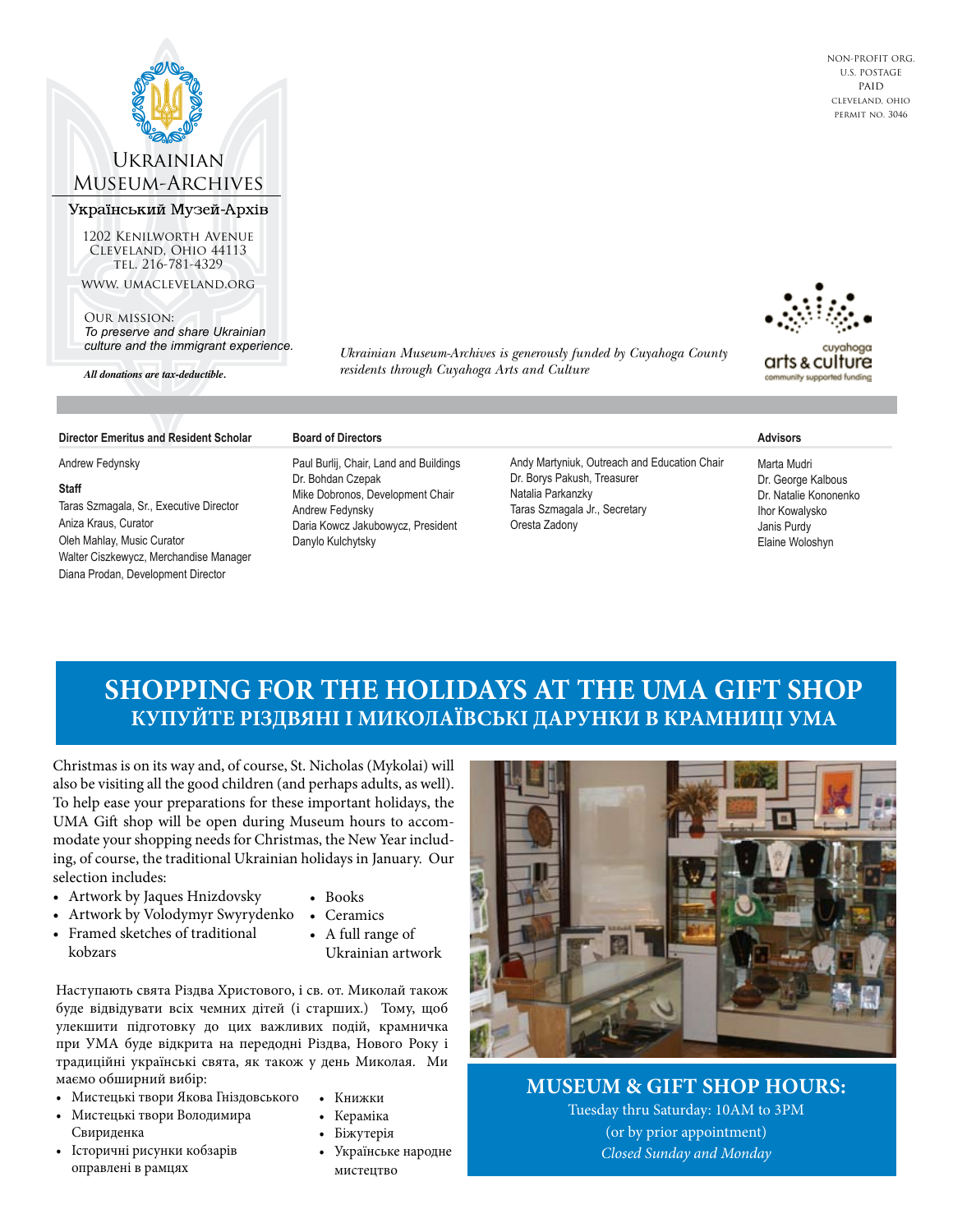Non-profit org.
U.S. Postage
PAID
Cleveland, Ohio
Permit No. 3046

# Ukrainian Museum-Archives

Український Музей-Архів

1202 Kenilworth Avenue
Cleveland, Ohio 44113
tel. 216-781-4329

www. umacleveland.org

Our mission:
*To preserve and share Ukrainian culture and the immigrant experience.*

***All donations are tax-deductible.***

*Ukrainian Museum-Archives is generously funded by Cuyahoga County residents through Cuyahoga Arts and Culture*

cuyahoga arts & culture
community supported funding

**Director Emeritus and Resident Scholar**

Andrew Fedynsky

**Staff**

Taras Szmagala, Sr., Executive Director
Aniza Kraus, Curator
Oleh Mahlay, Music Curator
Walter Ciszkewycz, Merchandise Manager
Diana Prodan, Development Director

**Board of Directors**

Paul Burlij, Chair, Land and Buildings
Dr. Bohdan Czepak
Mike Dobronos, Development Chair
Andrew Fedynsky
Daria Kowcz Jakubowycz, President
Danylo Kulchytsky
Andy Martyniuk, Outreach and Education Chair
Dr. Borys Pakush, Treasurer
Natalia Parkanzky
Taras Szmagala Jr., Secretary
Oresta Zadony

**Advisors**

Marta Mudri
Dr. George Kalbous
Dr. Natalie Kononenko
Ihor Kowalysko
Janis Purdy
Elaine Woloshyn

# SHOPPING FOR THE HOLIDAYS AT THE UMA GIFT SHOP
## КУПУЙТЕ РІЗДВЯНІ І МИКОЛАЇВСЬКІ ДАРУНКИ В КРАМНИЦІ УМА

Christmas is on its way and, of course, St. Nicholas (Mykolai) will also be visiting all the good children (and perhaps adults, as well). To help ease your preparations for these important holidays, the UMA Gift shop will be open during Museum hours to accommodate your shopping needs for Christmas, the New Year including, of course, the traditional Ukrainian holidays in January. Our selection includes:

- Artwork by Jaques Hnizdovsky
- Artwork by Volodymyr Swyrydenko
- Framed sketches of traditional kobzars
- Books
- Ceramics
- A full range of Ukrainian artwork

Наступають свята Різдва Христового, і св. от. Миколай також буде відвідувати всіх чемних дітей (і старших.) Тому, щоб улекшити підготовку до цих важливих подій, крамничка при УМА буде відкрита на передодні Різдва, Нового Року і традиційні українські свята, як також у день Миколая. Ми маємо обширний вибір:

- Мистецькі твори Якова Гніздовського
- Мистецькі твори Володимира Свириденка
- Історичні рисунки кобзарів оправлені в рамцях
- Книжки
- Кераміка
- Біжутерія
- Українське народне мистецтво

## MUSEUM & GIFT SHOP HOURS:

Tuesday thru Saturday: 10AM to 3PM
(or by prior appointment)
*Closed Sunday and Monday*